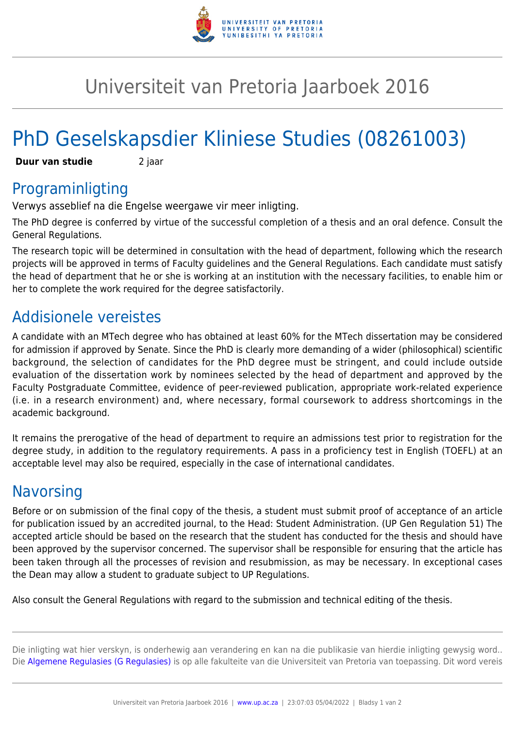# Universiteit van Pretoria Jaarboek 2016

# PhD Geselskapsdier Kliniese Studies (08261003)

**Duur van studie** 2 jaar

## Programinligting

Verwys asseblief na die Engelse weergawe vir meer inligting.

The PhD degree is conferred by virtue of the successful completion of a thesis and an oral defence. Consult the General Regulations.

The research topic will be determined in consultation with the head of department, following which the research projects will be approved in terms of Faculty guidelines and the General Regulations. Each candidate must satisfy the head of department that he or she is working at an institution with the necessary facilities, to enable him or her to complete the work required for the degree satisfactorily.

## Addisionele vereistes

A candidate with an MTech degree who has obtained at least 60% for the MTech dissertation may be considered for admission if approved by Senate. Since the PhD is clearly more demanding of a wider (philosophical) scientific background, the selection of candidates for the PhD degree must be stringent, and could include outside evaluation of the dissertation work by nominees selected by the head of department and approved by the Faculty Postgraduate Committee, evidence of peer-reviewed publication, appropriate work-related experience (i.e. in a research environment) and, where necessary, formal coursework to address shortcomings in the academic background.

It remains the prerogative of the head of department to require an admissions test prior to registration for the degree study, in addition to the regulatory requirements. A pass in a proficiency test in English (TOEFL) at an acceptable level may also be required, especially in the case of international candidates.

## Navorsing

Before or on submission of the final copy of the thesis, a student must submit proof of acceptance of an article for publication issued by an accredited journal, to the Head: Student Administration. (UP Gen Regulation 51) The accepted article should be based on the research that the student has conducted for the thesis and should have been approved by the supervisor concerned. The supervisor shall be responsible for ensuring that the article has been taken through all the processes of revision and resubmission, as may be necessary. In exceptional cases the Dean may allow a student to graduate subject to UP Regulations.

Also consult the General Regulations with regard to the submission and technical editing of the thesis.

Die inligting wat hier verskyn, is onderhewig aan verandering en kan na die publikasie van hierdie inligting gewysig word.. Die Algemene Regulasies (G Regulasies) is op alle fakulteite van die Universiteit van Pretoria van toepassing. Dit word vereis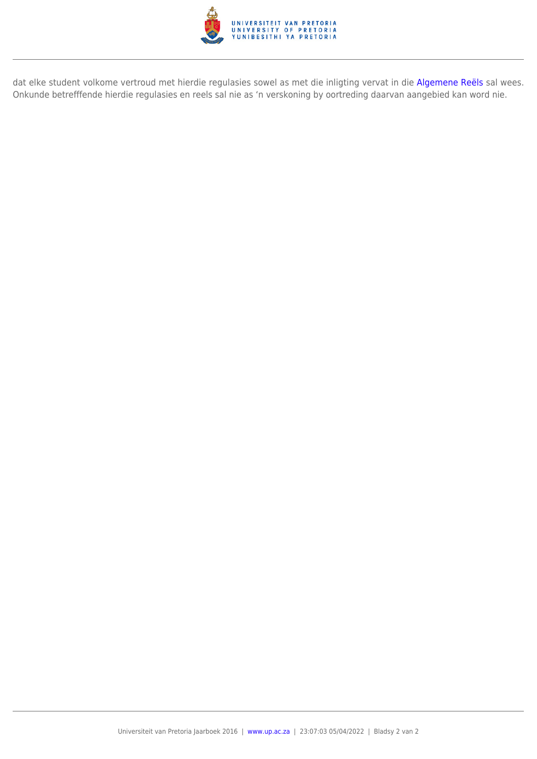dat elke student volkome vertroud met hierdie regulasies sowel as met die inligting vervat in die Algemene Reëls sal wees. Onkunde betrefffende hierdie regulasies en reels sal nie as ‘n verskoning by oortreding daarvan aangebied kan word nie.